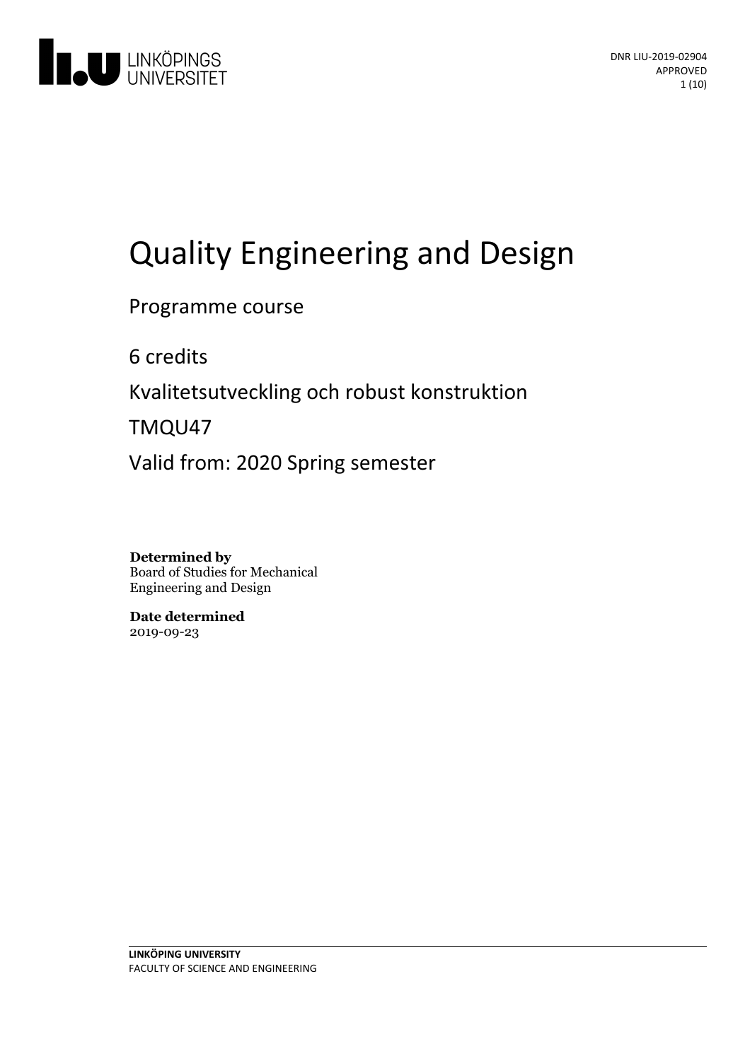# Quality Engineering and Design

Programme course

6 credits

Kvalitetsutveckling och robust konstruktion

TMQU47

Valid from: 2020 Spring semester

**Determined by**
Board of Studies for Mechanical Engineering and Design

**Date determined**
2019-09-23

**LINKÖPING UNIVERSITY**
FACULTY OF SCIENCE AND ENGINEERING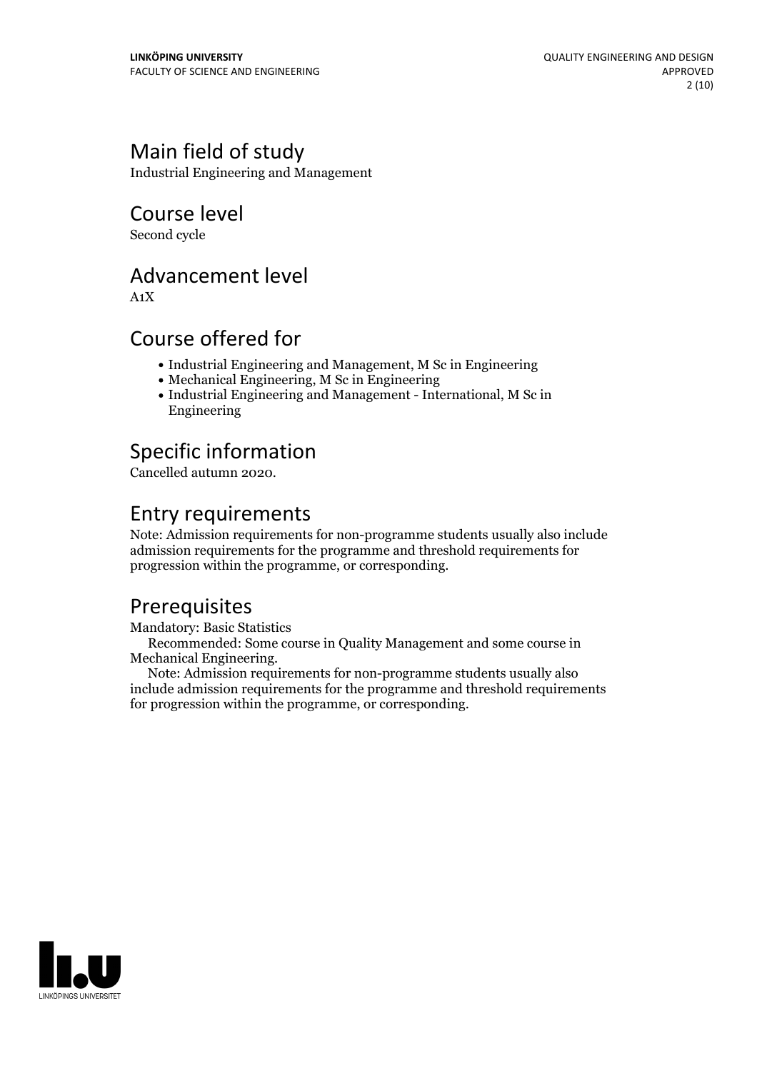## Main field of study

Industrial Engineering and Management

## Course level

Second cycle

## Advancement level

A1X

## Course offered for

- Industrial Engineering and Management, M Sc in Engineering
- Mechanical Engineering, M Sc in Engineering
- Industrial Engineering and Management - International, M Sc in Engineering

## Specific information

Cancelled autumn 2020.

## Entry requirements

Note: Admission requirements for non-programme students usually also include admission requirements for the programme and threshold requirements for progression within the programme, or corresponding.

## Prerequisites

Mandatory: Basic Statistics

Recommended: Some course in Quality Management and some course in Mechanical Engineering.

Note: Admission requirements for non-programme students usually also include admission requirements for the programme and threshold requirements for progression within the programme, or corresponding.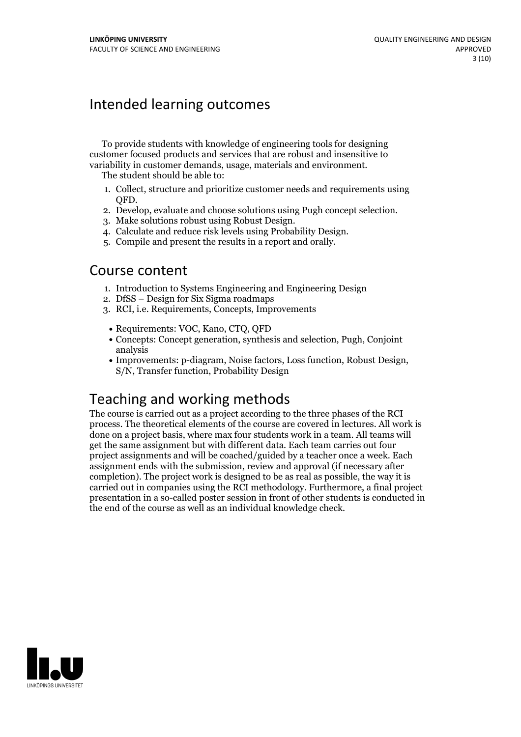# Intended learning outcomes

To provide students with knowledge of engineering tools for designing customer focused products and services that are robust and insensitive to variability in customer demands, usage, materials and environment.

The student should be able to:

1. Collect, structure and prioritize customer needs and requirements using QFD.
2. Develop, evaluate and choose solutions using Pugh concept selection.
3. Make solutions robust using Robust Design.
4. Calculate and reduce risk levels using Probability Design.
5. Compile and present the results in a report and orally.

# Course content

1. Introduction to Systems Engineering and Engineering Design
2. DfSS – Design for Six Sigma roadmaps
3. RCI, i.e. Requirements, Concepts, Improvements

- Requirements: VOC, Kano, CTQ, QFD
- Concepts: Concept generation, synthesis and selection, Pugh, Conjoint analysis
- Improvements: p-diagram, Noise factors, Loss function, Robust Design, S/N, Transfer function, Probability Design

# Teaching and working methods

The course is carried out as a project according to the three phases of the RCI process. The theoretical elements of the course are covered in lectures. All work is done on a project basis, where max four students work in a team. All teams will get the same assignment but with different data. Each team carries out four project assignments and will be coached/guided by a teacher once a week. Each assignment ends with the submission, review and approval (if necessary after completion). The project work is designed to be as real as possible, the way it is carried out in companies using the RCI methodology. Furthermore, a final project presentation in a so-called poster session in front of other students is conducted in the end of the course as well as an individual knowledge check.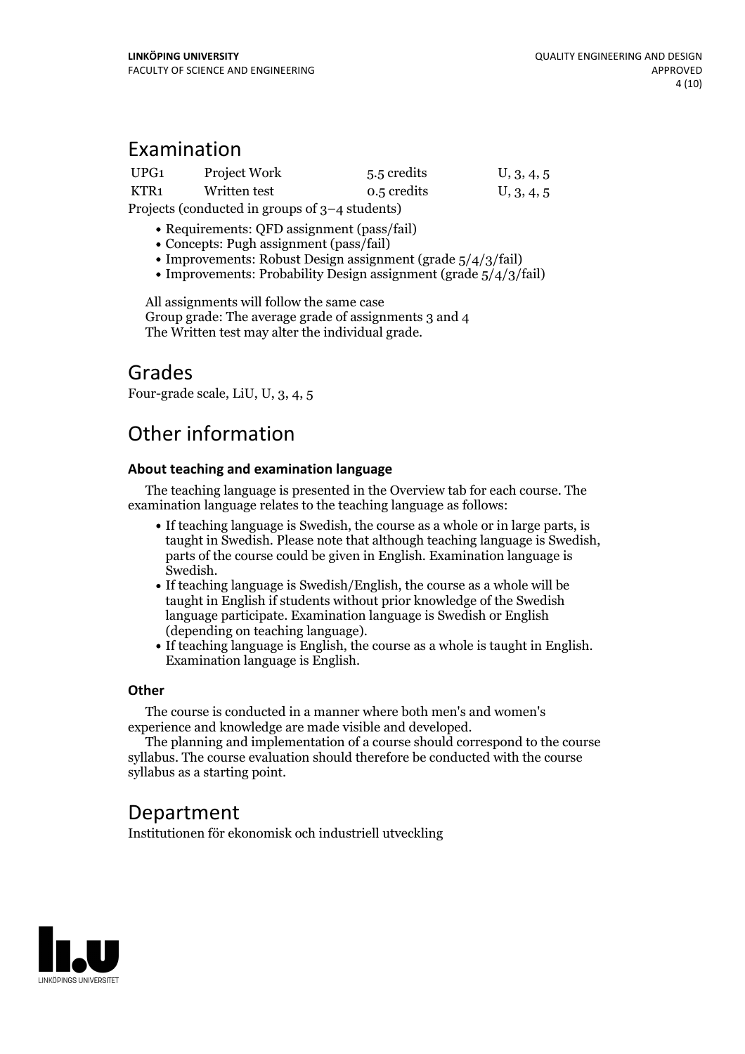# Examination

| | | | |
|---|---|---|---|
| UPG1 | Project Work | 5.5 credits | U, 3, 4, 5 |
| KTR1 | Written test | 0.5 credits | U, 3, 4, 5 |

Projects (conducted in groups of 3–4 students)

- Requirements: QFD assignment (pass/fail)
- Concepts: Pugh assignment (pass/fail)
- Improvements: Robust Design assignment (grade 5/4/3/fail)
- Improvements: Probability Design assignment (grade 5/4/3/fail)

All assignments will follow the same case
Group grade: The average grade of assignments 3 and 4
The Written test may alter the individual grade.

# Grades

Four-grade scale, LiU, U, 3, 4, 5

# Other information

### About teaching and examination language

The teaching language is presented in the Overview tab for each course. The examination language relates to the teaching language as follows:

- If teaching language is Swedish, the course as a whole or in large parts, is taught in Swedish. Please note that although teaching language is Swedish, parts of the course could be given in English. Examination language is Swedish.
- If teaching language is Swedish/English, the course as a whole will be taught in English if students without prior knowledge of the Swedish language participate. Examination language is Swedish or English (depending on teaching language).
- If teaching language is English, the course as a whole is taught in English. Examination language is English.

### Other

The course is conducted in a manner where both men's and women's experience and knowledge are made visible and developed.

The planning and implementation of a course should correspond to the course syllabus. The course evaluation should therefore be conducted with the course syllabus as a starting point.

# Department

Institutionen för ekonomisk och industriell utveckling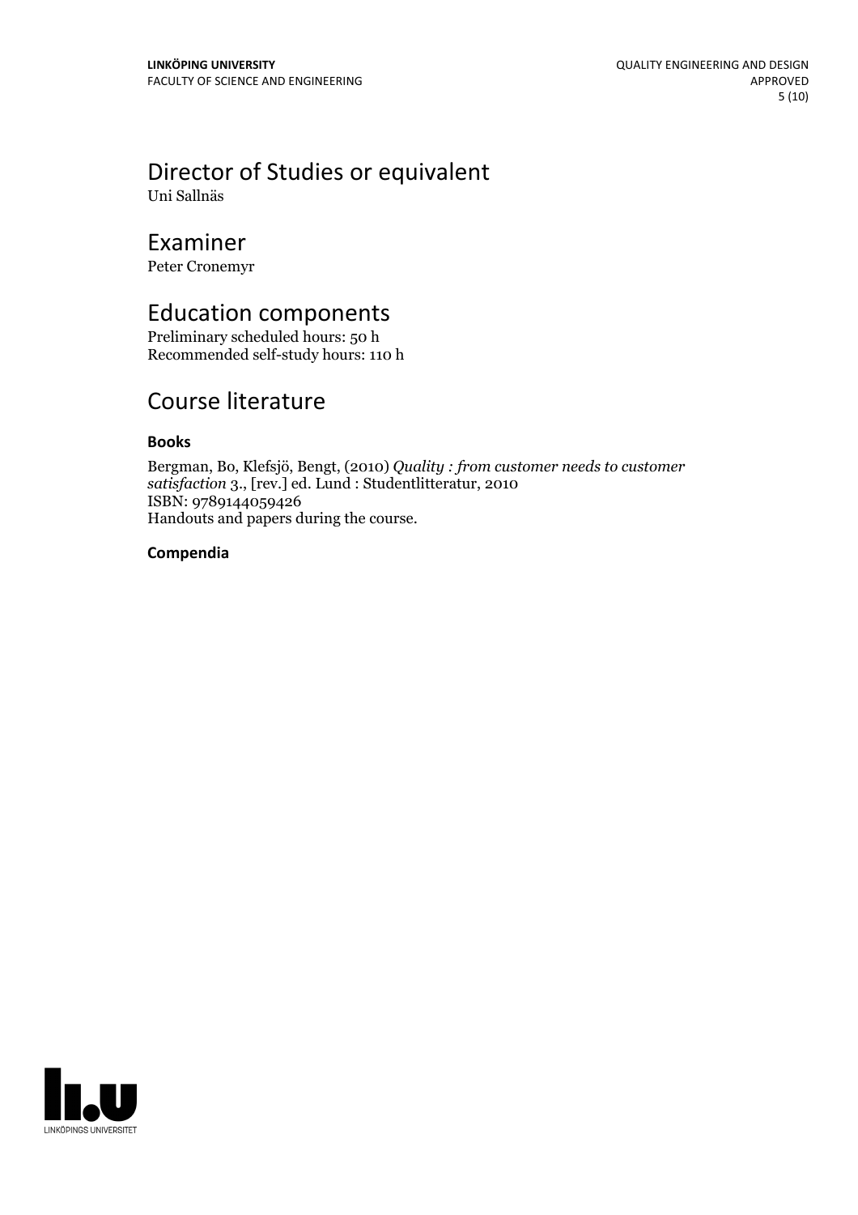## Director of Studies or equivalent

Uni Sallnäs

## Examiner

Peter Cronemyr

## Education components

Preliminary scheduled hours: 50 h
Recommended self-study hours: 110 h

## Course literature

### Books

Bergman, Bo, Klefsjö, Bengt, (2010) *Quality : from customer needs to customer satisfaction* 3., [rev.] ed. Lund : Studentlitteratur, 2010
ISBN: 9789144059426
Handouts and papers during the course.

### Compendia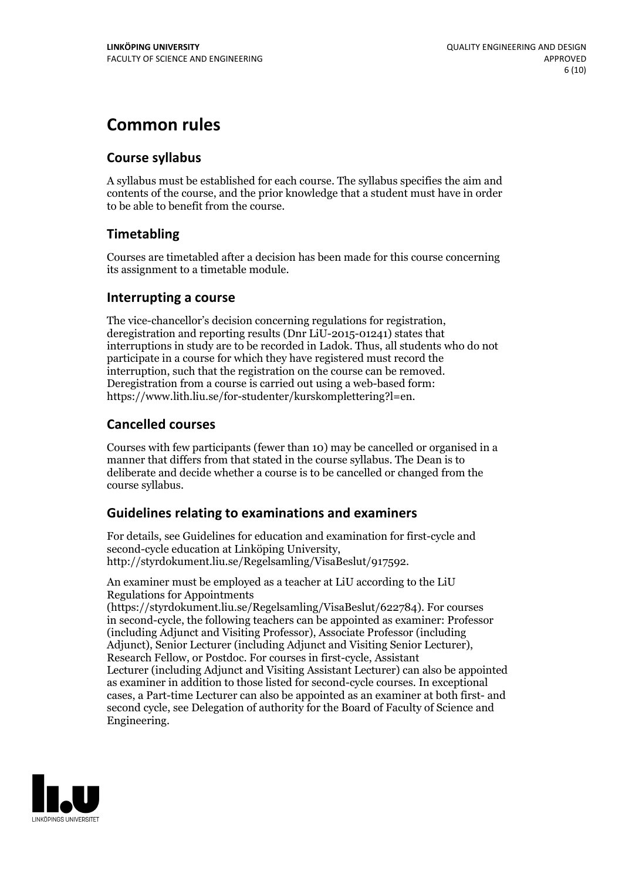# Common rules

## Course syllabus

A syllabus must be established for each course. The syllabus specifies the aim and contents of the course, and the prior knowledge that a student must have in order to be able to benefit from the course.

## Timetabling

Courses are timetabled after a decision has been made for this course concerning its assignment to a timetable module.

## Interrupting a course

The vice-chancellor's decision concerning regulations for registration, deregistration and reporting results (Dnr LiU-2015-01241) states that interruptions in study are to be recorded in Ladok. Thus, all students who do not participate in a course for which they have registered must record the interruption, such that the registration on the course can be removed. Deregistration from a course is carried out using a web-based form: https://www.lith.liu.se/for-studenter/kurskomplettering?l=en.

## Cancelled courses

Courses with few participants (fewer than 10) may be cancelled or organised in a manner that differs from that stated in the course syllabus. The Dean is to deliberate and decide whether a course is to be cancelled or changed from the course syllabus.

## Guidelines relating to examinations and examiners

For details, see Guidelines for education and examination for first-cycle and second-cycle education at Linköping University, http://styrdokument.liu.se/Regelsamling/VisaBeslut/917592.

An examiner must be employed as a teacher at LiU according to the LiU Regulations for Appointments (https://styrdokument.liu.se/Regelsamling/VisaBeslut/622784). For courses in second-cycle, the following teachers can be appointed as examiner: Professor (including Adjunct and Visiting Professor), Associate Professor (including Adjunct), Senior Lecturer (including Adjunct and Visiting Senior Lecturer), Research Fellow, or Postdoc. For courses in first-cycle, Assistant Lecturer (including Adjunct and Visiting Assistant Lecturer) can also be appointed as examiner in addition to those listed for second-cycle courses. In exceptional cases, a Part-time Lecturer can also be appointed as an examiner at both first- and second cycle, see Delegation of authority for the Board of Faculty of Science and Engineering.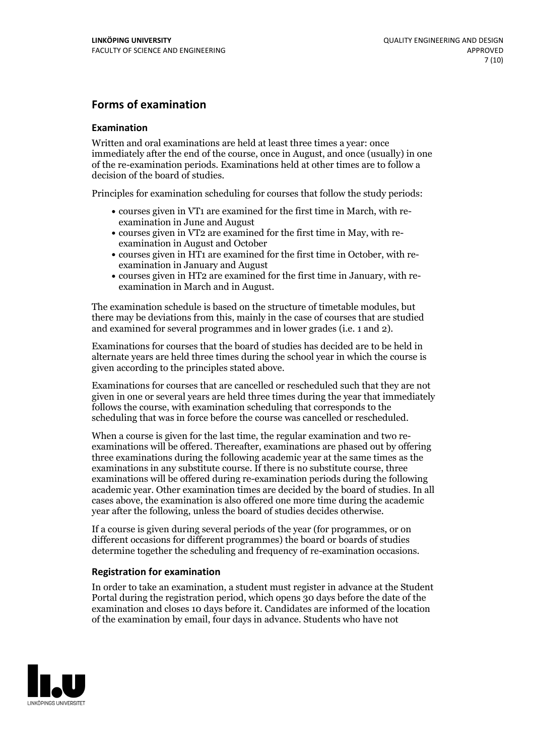## Forms of examination

### Examination

Written and oral examinations are held at least three times a year: once immediately after the end of the course, once in August, and once (usually) in one of the re-examination periods. Examinations held at other times are to follow a decision of the board of studies.

Principles for examination scheduling for courses that follow the study periods:

- courses given in VT1 are examined for the first time in March, with re-examination in June and August
- courses given in VT2 are examined for the first time in May, with re-examination in August and October
- courses given in HT1 are examined for the first time in October, with re-examination in January and August
- courses given in HT2 are examined for the first time in January, with re-examination in March and in August.

The examination schedule is based on the structure of timetable modules, but there may be deviations from this, mainly in the case of courses that are studied and examined for several programmes and in lower grades (i.e. 1 and 2).

Examinations for courses that the board of studies has decided are to be held in alternate years are held three times during the school year in which the course is given according to the principles stated above.

Examinations for courses that are cancelled or rescheduled such that they are not given in one or several years are held three times during the year that immediately follows the course, with examination scheduling that corresponds to the scheduling that was in force before the course was cancelled or rescheduled.

When a course is given for the last time, the regular examination and two re-examinations will be offered. Thereafter, examinations are phased out by offering three examinations during the following academic year at the same times as the examinations in any substitute course. If there is no substitute course, three examinations will be offered during re-examination periods during the following academic year. Other examination times are decided by the board of studies. In all cases above, the examination is also offered one more time during the academic year after the following, unless the board of studies decides otherwise.

If a course is given during several periods of the year (for programmes, or on different occasions for different programmes) the board or boards of studies determine together the scheduling and frequency of re-examination occasions.

### Registration for examination

In order to take an examination, a student must register in advance at the Student Portal during the registration period, which opens 30 days before the date of the examination and closes 10 days before it. Candidates are informed of the location of the examination by email, four days in advance. Students who have not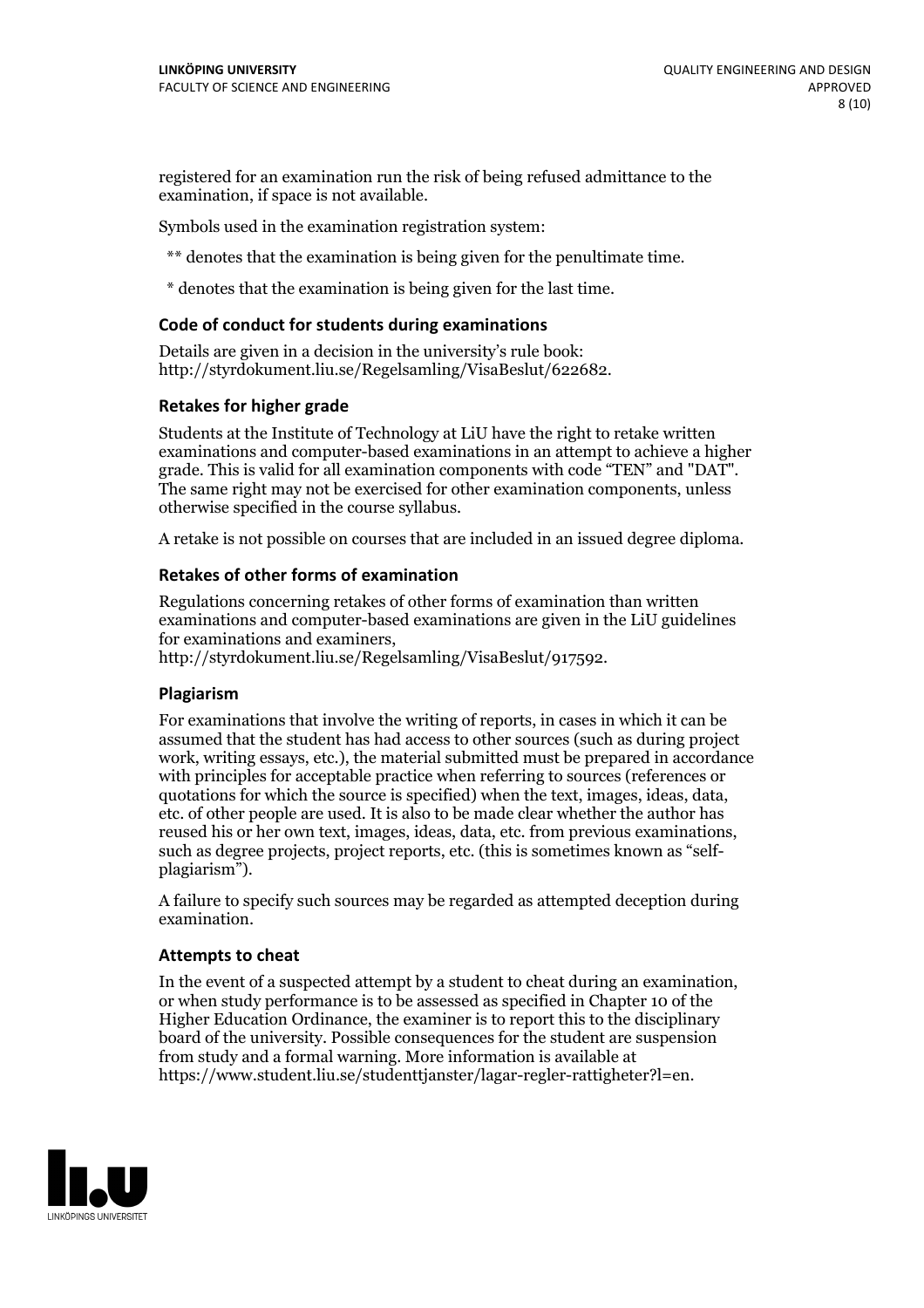registered for an examination run the risk of being refused admittance to the examination, if space is not available.

Symbols used in the examination registration system:

** denotes that the examination is being given for the penultimate time.

* denotes that the examination is being given for the last time.

### Code of conduct for students during examinations

Details are given in a decision in the university's rule book: http://styrdokument.liu.se/Regelsamling/VisaBeslut/622682.

### Retakes for higher grade

Students at the Institute of Technology at LiU have the right to retake written examinations and computer-based examinations in an attempt to achieve a higher grade. This is valid for all examination components with code "TEN" and "DAT". The same right may not be exercised for other examination components, unless otherwise specified in the course syllabus.

A retake is not possible on courses that are included in an issued degree diploma.

### Retakes of other forms of examination

Regulations concerning retakes of other forms of examination than written examinations and computer-based examinations are given in the LiU guidelines for examinations and examiners, http://styrdokument.liu.se/Regelsamling/VisaBeslut/917592.

### Plagiarism

For examinations that involve the writing of reports, in cases in which it can be assumed that the student has had access to other sources (such as during project work, writing essays, etc.), the material submitted must be prepared in accordance with principles for acceptable practice when referring to sources (references or quotations for which the source is specified) when the text, images, ideas, data, etc. of other people are used. It is also to be made clear whether the author has reused his or her own text, images, ideas, data, etc. from previous examinations, such as degree projects, project reports, etc. (this is sometimes known as "self-plagiarism").

A failure to specify such sources may be regarded as attempted deception during examination.

### Attempts to cheat

In the event of a suspected attempt by a student to cheat during an examination, or when study performance is to be assessed as specified in Chapter 10 of the Higher Education Ordinance, the examiner is to report this to the disciplinary board of the university. Possible consequences for the student are suspension from study and a formal warning. More information is available at https://www.student.liu.se/studenttjanster/lagar-regler-rattigheter?l=en.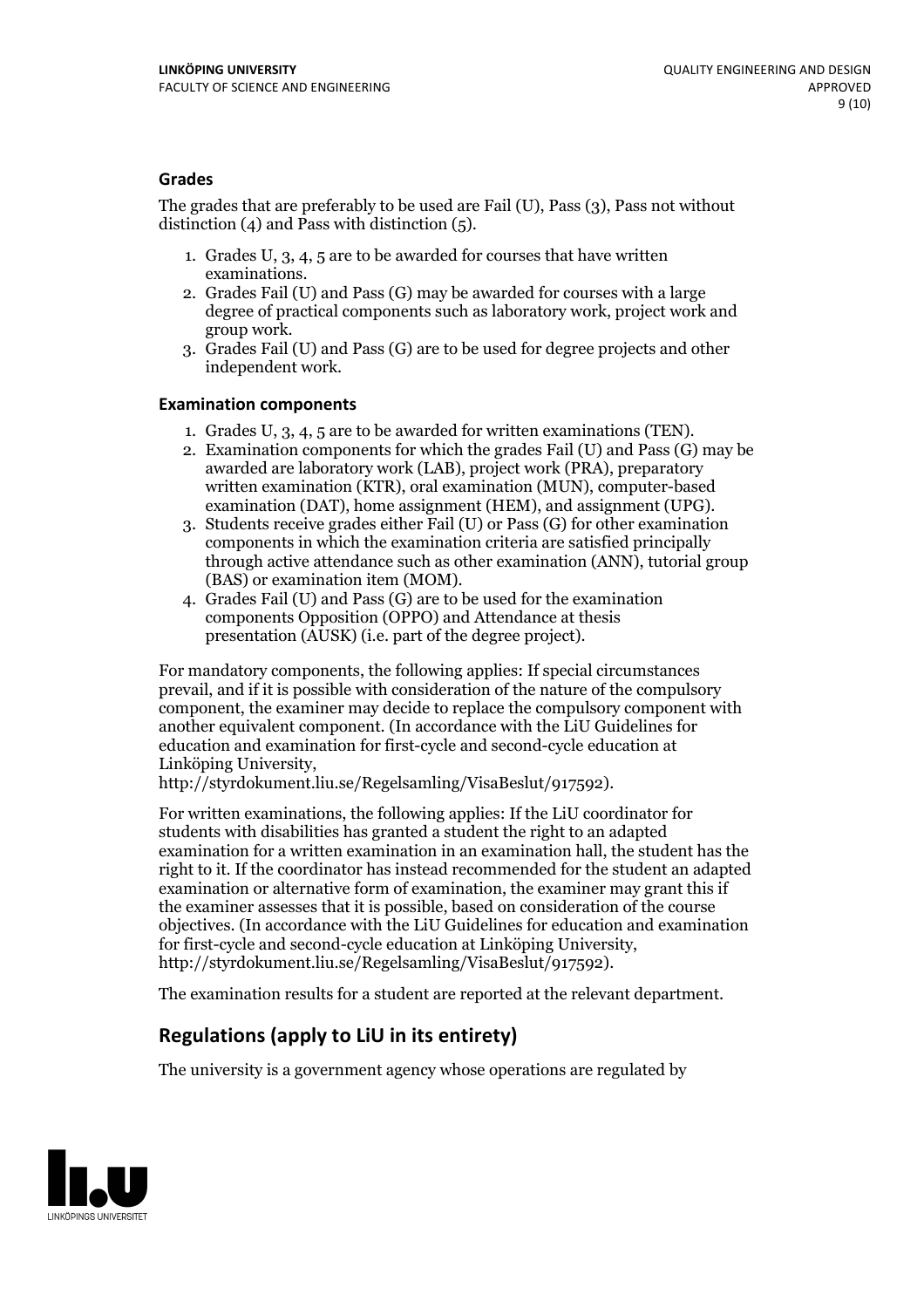### Grades

The grades that are preferably to be used are Fail (U), Pass (3), Pass not without distinction (4) and Pass with distinction (5).

1. Grades U, 3, 4, 5 are to be awarded for courses that have written examinations.
2. Grades Fail (U) and Pass (G) may be awarded for courses with a large degree of practical components such as laboratory work, project work and group work.
3. Grades Fail (U) and Pass (G) are to be used for degree projects and other independent work.

### Examination components

1. Grades U, 3, 4, 5 are to be awarded for written examinations (TEN).
2. Examination components for which the grades Fail (U) and Pass (G) may be awarded are laboratory work (LAB), project work (PRA), preparatory written examination (KTR), oral examination (MUN), computer-based examination (DAT), home assignment (HEM), and assignment (UPG).
3. Students receive grades either Fail (U) or Pass (G) for other examination components in which the examination criteria are satisfied principally through active attendance such as other examination (ANN), tutorial group (BAS) or examination item (MOM).
4. Grades Fail (U) and Pass (G) are to be used for the examination components Opposition (OPPO) and Attendance at thesis presentation (AUSK) (i.e. part of the degree project).

For mandatory components, the following applies: If special circumstances prevail, and if it is possible with consideration of the nature of the compulsory component, the examiner may decide to replace the compulsory component with another equivalent component. (In accordance with the LiU Guidelines for education and examination for first-cycle and second-cycle education at Linköping University, http://styrdokument.liu.se/Regelsamling/VisaBeslut/917592).

For written examinations, the following applies: If the LiU coordinator for students with disabilities has granted a student the right to an adapted examination for a written examination in an examination hall, the student has the right to it. If the coordinator has instead recommended for the student an adapted examination or alternative form of examination, the examiner may grant this if the examiner assesses that it is possible, based on consideration of the course objectives. (In accordance with the LiU Guidelines for education and examination for first-cycle and second-cycle education at Linköping University, http://styrdokument.liu.se/Regelsamling/VisaBeslut/917592).

The examination results for a student are reported at the relevant department.

## Regulations (apply to LiU in its entirety)

The university is a government agency whose operations are regulated by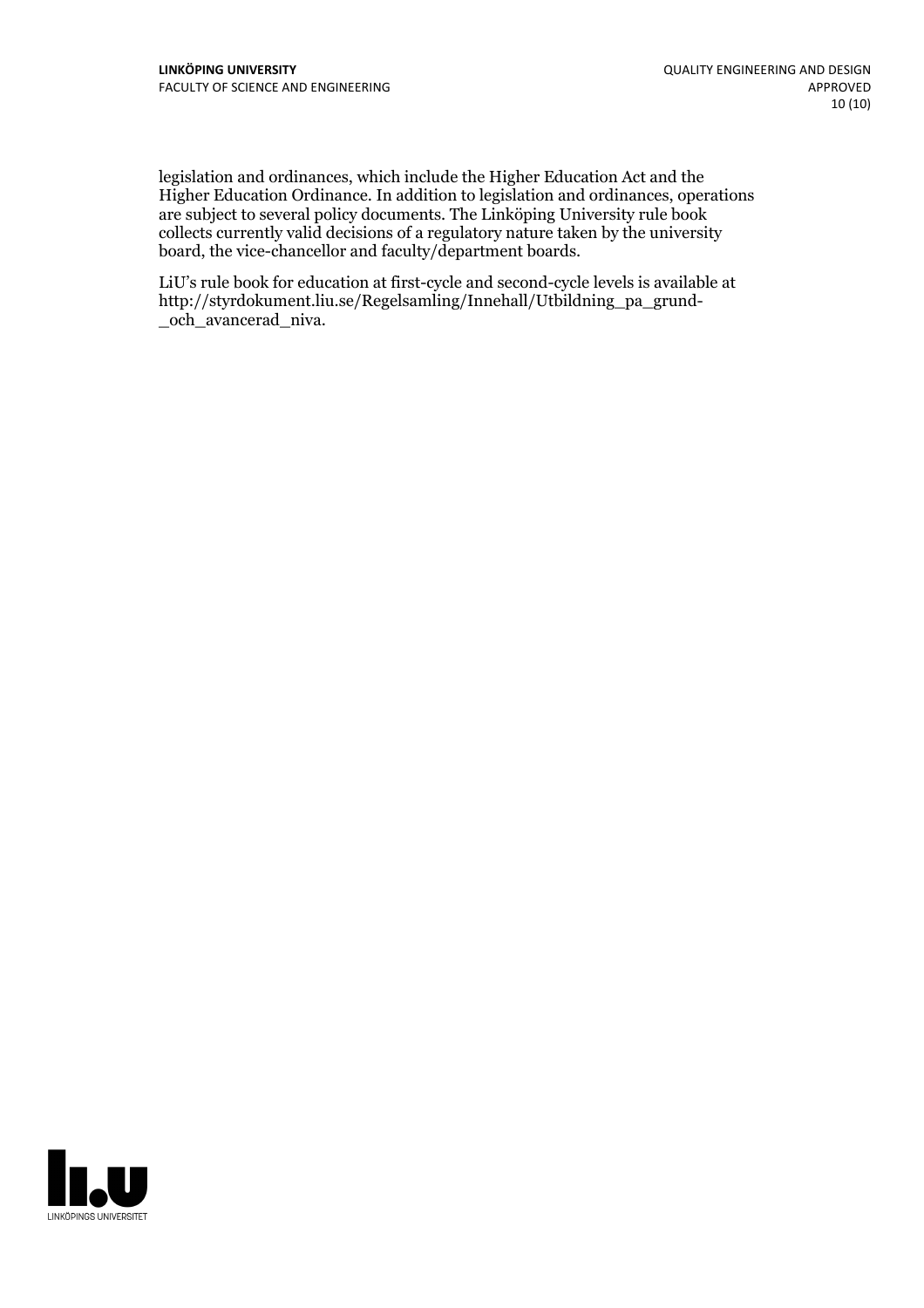legislation and ordinances, which include the Higher Education Act and the Higher Education Ordinance. In addition to legislation and ordinances, operations are subject to several policy documents. The Linköping University rule book collects currently valid decisions of a regulatory nature taken by the university board, the vice-chancellor and faculty/department boards.

LiU's rule book for education at first-cycle and second-cycle levels is available at http://styrdokument.liu.se/Regelsamling/Innehall/Utbildning_pa_grund-_och_avancerad_niva.